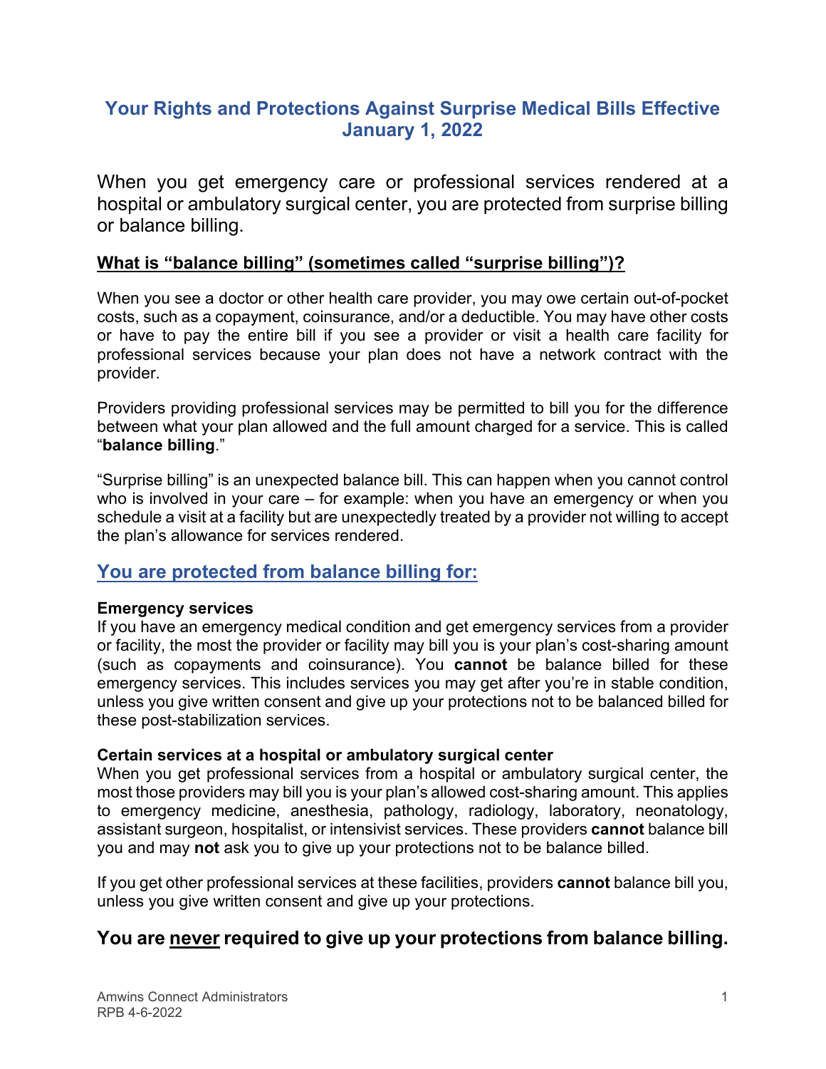# Your Rights and Protections Against Surprise Medical Bills Effective January 1, 2022

When you get emergency care or professional services rendered at a hospital or ambulatory surgical center, you are protected from surprise billing or balance billing.

## What is "balance billing" (sometimes called "surprise billing")?

When you see a doctor or other health care provider, you may owe certain out-of-pocket costs, such as a copayment, coinsurance, and/or a deductible. You may have other costs or have to pay the entire bill if you see a provider or visit a health care facility for professional services because your plan does not have a network contract with the provider.

Providers providing professional services may be permitted to bill you for the difference between what your plan allowed and the full amount charged for a service. This is called "**balance billing**."

"Surprise billing" is an unexpected balance bill. This can happen when you cannot control who is involved in your care – for example: when you have an emergency or when you schedule a visit at a facility but are unexpectedly treated by a provider not willing to accept the plan's allowance for services rendered.

## You are protected from balance billing for:

**Emergency services**
If you have an emergency medical condition and get emergency services from a provider or facility, the most the provider or facility may bill you is your plan's cost-sharing amount (such as copayments and coinsurance). You **cannot** be balance billed for these emergency services. This includes services you may get after you're in stable condition, unless you give written consent and give up your protections not to be balanced billed for these post-stabilization services.

**Certain services at a hospital or ambulatory surgical center**
When you get professional services from a hospital or ambulatory surgical center, the most those providers may bill you is your plan's allowed cost-sharing amount. This applies to emergency medicine, anesthesia, pathology, radiology, laboratory, neonatology, assistant surgeon, hospitalist, or intensivist services. These providers **cannot** balance bill you and may **not** ask you to give up your protections not to be balance billed.

If you get other professional services at these facilities, providers **cannot** balance bill you, unless you give written consent and give up your protections.

## You are never required to give up your protections from balance billing.

Amwins Connect Administrators
RPB 4-6-2022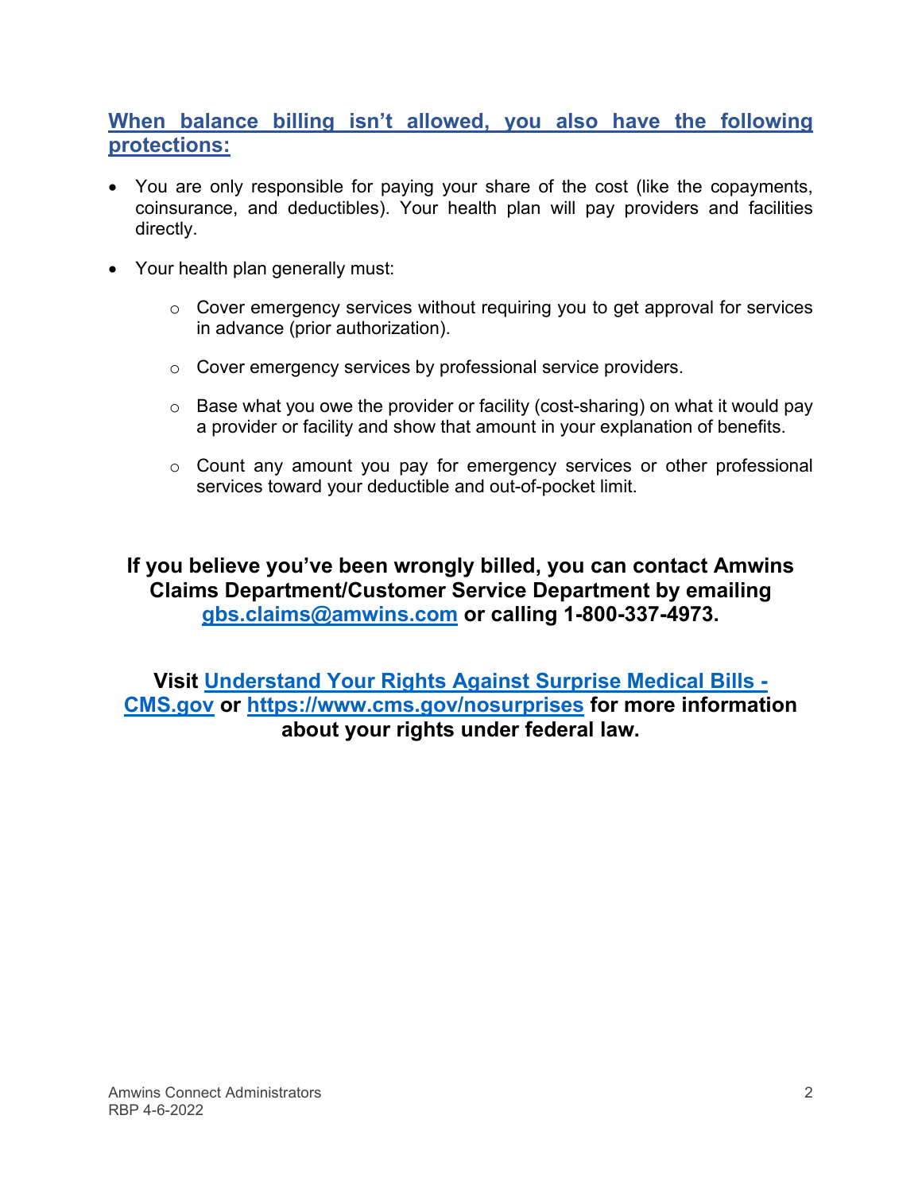## When balance billing isn't allowed, you also have the following protections:

- You are only responsible for paying your share of the cost (like the copayments, coinsurance, and deductibles). Your health plan will pay providers and facilities directly.
- Your health plan generally must:
    - Cover emergency services without requiring you to get approval for services in advance (prior authorization).
    - Cover emergency services by professional service providers.
    - Base what you owe the provider or facility (cost-sharing) on what it would pay a provider or facility and show that amount in your explanation of benefits.
    - Count any amount you pay for emergency services or other professional services toward your deductible and out-of-pocket limit.

**If you believe you've been wrongly billed, you can contact Amwins Claims Department/Customer Service Department by emailing [gbs.claims@amwins.com](mailto:gbs.claims@amwins.com) or calling 1-800-337-4973.**

**Visit [Understand Your Rights Against Surprise Medical Bills - CMS.gov](https://www.cms.gov/nosurprises) or [https://www.cms.gov/nosurprises](https://www.cms.gov/nosurprises) for more information about your rights under federal law.**

Amwins Connect Administrators
RBP 4-6-2022